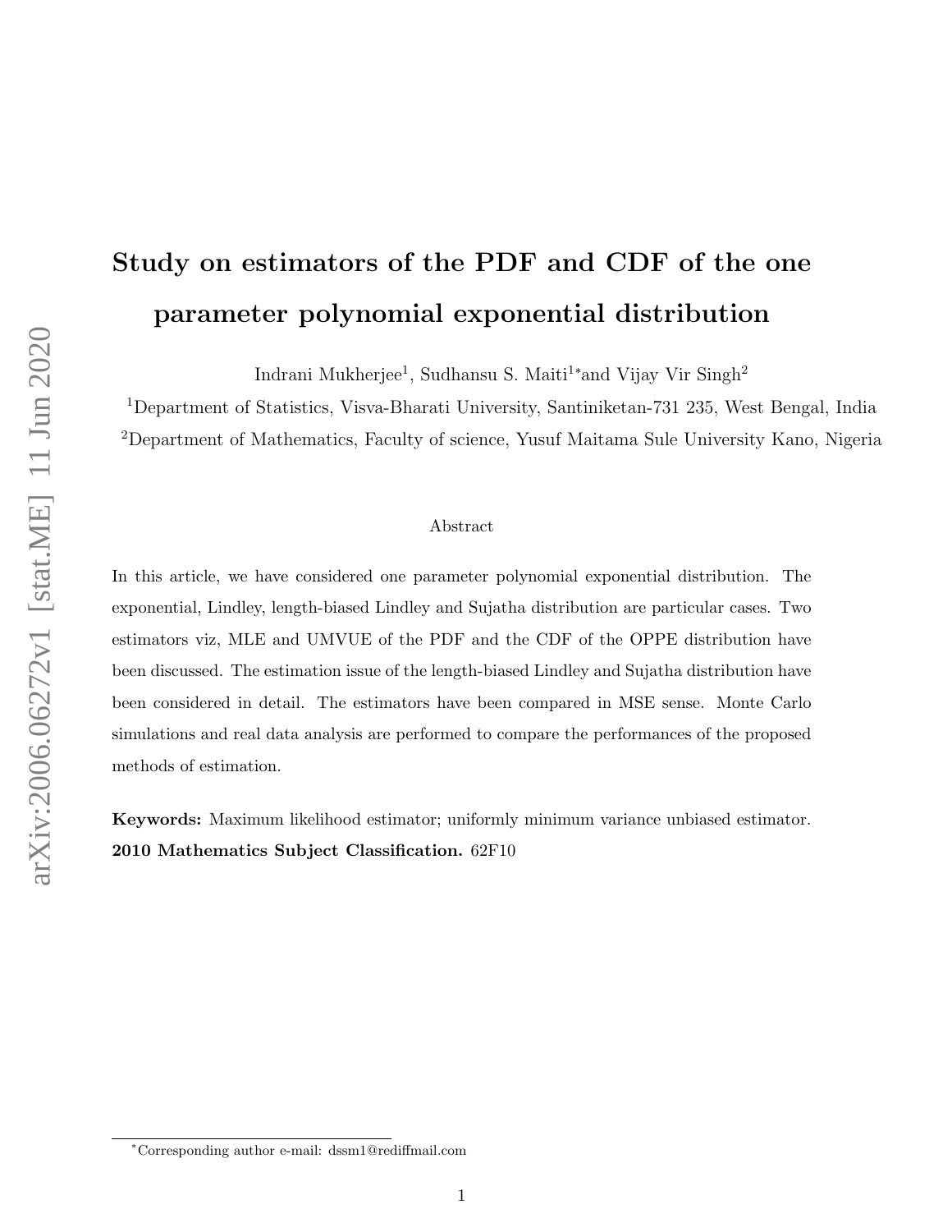# Study on estimators of the PDF and CDF of the one parameter polynomial exponential distribution

Indrani Mukherjee[1], Sudhansu S. Maiti[1]*and Vijay Vir Singh[2]

[1]Department of Statistics, Visva-Bharati University, Santiniketan-731 235, West Bengal, India

[2]Department of Mathematics, Faculty of science, Yusuf Maitama Sule University Kano, Nigeria

## Abstract

In this article, we have considered one parameter polynomial exponential distribution. The exponential, Lindley, length-biased Lindley and Sujatha distribution are particular cases. Two estimators viz, MLE and UMVUE of the PDF and the CDF of the OPPE distribution have been discussed. The estimation issue of the length-biased Lindley and Sujatha distribution have been considered in detail. The estimators have been compared in MSE sense. Monte Carlo simulations and real data analysis are performed to compare the performances of the proposed methods of estimation.

**Keywords:** Maximum likelihood estimator; uniformly minimum variance unbiased estimator.

**2010 Mathematics Subject Classification.** 62F10

*Corresponding author e-mail: dssm1@rediffmail.com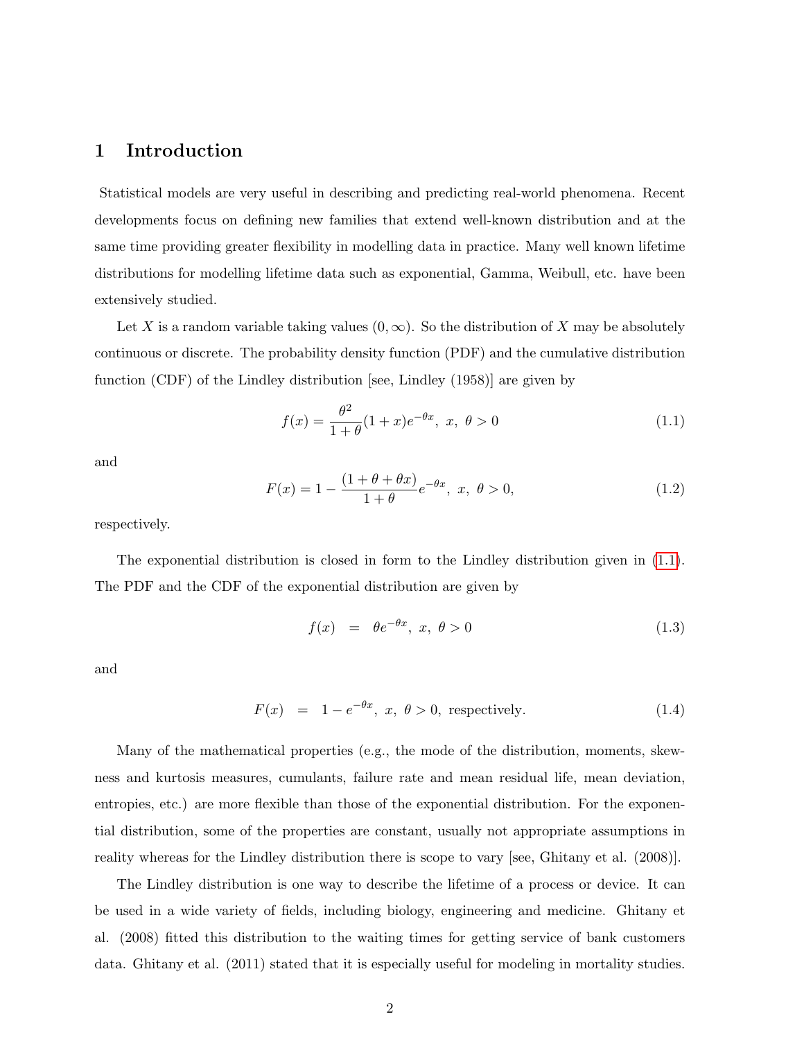## 1 Introduction

Statistical models are very useful in describing and predicting real-world phenomena. Recent developments focus on defining new families that extend well-known distribution and at the same time providing greater flexibility in modelling data in practice. Many well known lifetime distributions for modelling lifetime data such as exponential, Gamma, Weibull, etc. have been extensively studied.

Let $X$ is a random variable taking values $(0, \infty)$. So the distribution of $X$ may be absolutely continuous or discrete. The probability density function (PDF) and the cumulative distribution function (CDF) of the Lindley distribution [see, Lindley (1958)] are given by

$$f(x) = \frac{\theta^2}{1+\theta}(1+x)e^{-\theta x}, \; x, \; \theta > 0 \tag{1.1}$$

and

$$F(x) = 1 - \frac{(1+\theta+\theta x)}{1+\theta}e^{-\theta x}, \; x, \; \theta > 0, \tag{1.2}$$

respectively.

The exponential distribution is closed in form to the Lindley distribution given in (1.1). The PDF and the CDF of the exponential distribution are given by

$$f(x) \;\; = \;\; \theta e^{-\theta x}, \; x, \; \theta > 0 \tag{1.3}$$

and

$$F(x) \;\; = \;\; 1 - e^{-\theta x}, \; x, \; \theta > 0, \text{ respectively.} \tag{1.4}$$

Many of the mathematical properties (e.g., the mode of the distribution, moments, skewness and kurtosis measures, cumulants, failure rate and mean residual life, mean deviation, entropies, etc.) are more flexible than those of the exponential distribution. For the exponential distribution, some of the properties are constant, usually not appropriate assumptions in reality whereas for the Lindley distribution there is scope to vary [see, Ghitany et al. (2008)].

The Lindley distribution is one way to describe the lifetime of a process or device. It can be used in a wide variety of fields, including biology, engineering and medicine. Ghitany et al. (2008) fitted this distribution to the waiting times for getting service of bank customers data. Ghitany et al. (2011) stated that it is especially useful for modeling in mortality studies.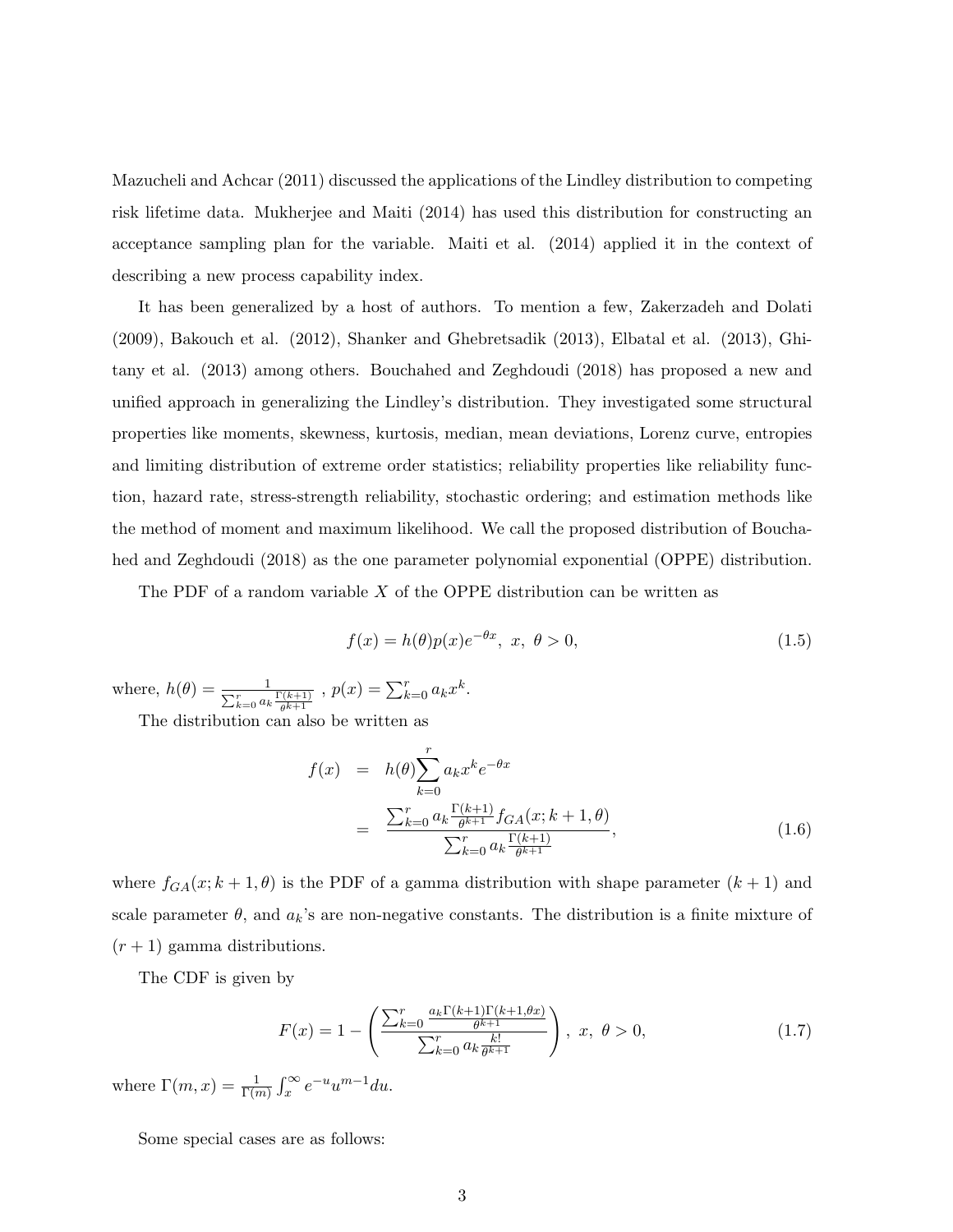Mazucheli and Achcar (2011) discussed the applications of the Lindley distribution to competing risk lifetime data. Mukherjee and Maiti (2014) has used this distribution for constructing an acceptance sampling plan for the variable. Maiti et al. (2014) applied it in the context of describing a new process capability index.

It has been generalized by a host of authors. To mention a few, Zakerzadeh and Dolati (2009), Bakouch et al. (2012), Shanker and Ghebretsadik (2013), Elbatal et al. (2013), Ghitany et al. (2013) among others. Bouchahed and Zeghdoudi (2018) has proposed a new and unified approach in generalizing the Lindley's distribution. They investigated some structural properties like moments, skewness, kurtosis, median, mean deviations, Lorenz curve, entropies and limiting distribution of extreme order statistics; reliability properties like reliability function, hazard rate, stress-strength reliability, stochastic ordering; and estimation methods like the method of moment and maximum likelihood. We call the proposed distribution of Bouchahed and Zeghdoudi (2018) as the one parameter polynomial exponential (OPPE) distribution.

The PDF of a random variable $X$ of the OPPE distribution can be written as

$$f(x) = h(\theta)p(x)e^{-\theta x},\ x,\ \theta > 0, \tag{1.5}$$

where, $h(\theta) = \frac{1}{\sum_{k=0}^{r} a_k \frac{\Gamma(k+1)}{\theta^{k+1}}}$ , $p(x) = \sum_{k=0}^{r} a_k x^k$.

The distribution can also be written as

$$\begin{aligned} f(x) &= h(\theta)\sum_{k=0}^{r} a_k x^k e^{-\theta x} \\ &= \frac{\sum_{k=0}^{r} a_k \frac{\Gamma(k+1)}{\theta^{k+1}} f_{GA}(x; k+1, \theta)}{\sum_{k=0}^{r} a_k \frac{\Gamma(k+1)}{\theta^{k+1}}}, \end{aligned} \tag{1.6}$$

where $f_{GA}(x; k+1, \theta)$ is the PDF of a gamma distribution with shape parameter $(k+1)$ and scale parameter $\theta$, and $a_k$'s are non-negative constants. The distribution is a finite mixture of $(r+1)$ gamma distributions.

The CDF is given by

$$F(x) = 1 - \left( \frac{\sum_{k=0}^{r} \frac{a_k \Gamma(k+1)\Gamma(k+1,\theta x)}{\theta^{k+1}}}{\sum_{k=0}^{r} a_k \frac{k!}{\theta^{k+1}}} \right),\ x,\ \theta > 0, \tag{1.7}$$

where $\Gamma(m, x) = \frac{1}{\Gamma(m)} \int_x^{\infty} e^{-u} u^{m-1} du$.

Some special cases are as follows: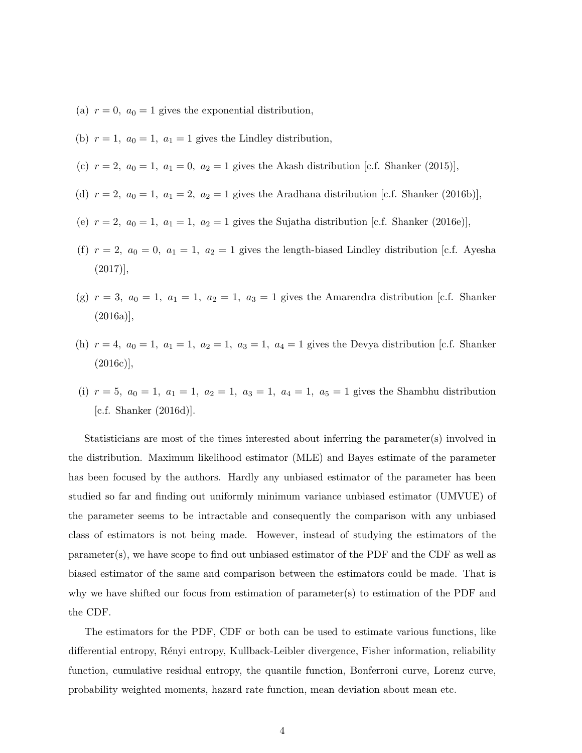(a) $r = 0,\ a_0 = 1$ gives the exponential distribution,

(b) $r = 1,\ a_0 = 1,\ a_1 = 1$ gives the Lindley distribution,

(c) $r = 2,\ a_0 = 1,\ a_1 = 0,\ a_2 = 1$ gives the Akash distribution [c.f. Shanker (2015)],

(d) $r = 2,\ a_0 = 1,\ a_1 = 2,\ a_2 = 1$ gives the Aradhana distribution [c.f. Shanker (2016b)],

(e) $r = 2,\ a_0 = 1,\ a_1 = 1,\ a_2 = 1$ gives the Sujatha distribution [c.f. Shanker (2016e)],

(f) $r = 2,\ a_0 = 0,\ a_1 = 1,\ a_2 = 1$ gives the length-biased Lindley distribution [c.f. Ayesha (2017)],

(g) $r = 3,\ a_0 = 1,\ a_1 = 1,\ a_2 = 1,\ a_3 = 1$ gives the Amarendra distribution [c.f. Shanker (2016a)],

(h) $r = 4,\ a_0 = 1,\ a_1 = 1,\ a_2 = 1,\ a_3 = 1,\ a_4 = 1$ gives the Devya distribution [c.f. Shanker (2016c)],

(i) $r = 5,\ a_0 = 1,\ a_1 = 1,\ a_2 = 1,\ a_3 = 1,\ a_4 = 1,\ a_5 = 1$ gives the Shambhu distribution [c.f. Shanker (2016d)].

Statisticians are most of the times interested about inferring the parameter(s) involved in the distribution. Maximum likelihood estimator (MLE) and Bayes estimate of the parameter has been focused by the authors. Hardly any unbiased estimator of the parameter has been studied so far and finding out uniformly minimum variance unbiased estimator (UMVUE) of the parameter seems to be intractable and consequently the comparison with any unbiased class of estimators is not being made. However, instead of studying the estimators of the parameter(s), we have scope to find out unbiased estimator of the PDF and the CDF as well as biased estimator of the same and comparison between the estimators could be made. That is why we have shifted our focus from estimation of parameter(s) to estimation of the PDF and the CDF.

The estimators for the PDF, CDF or both can be used to estimate various functions, like differential entropy, Rényi entropy, Kullback-Leibler divergence, Fisher information, reliability function, cumulative residual entropy, the quantile function, Bonferroni curve, Lorenz curve, probability weighted moments, hazard rate function, mean deviation about mean etc.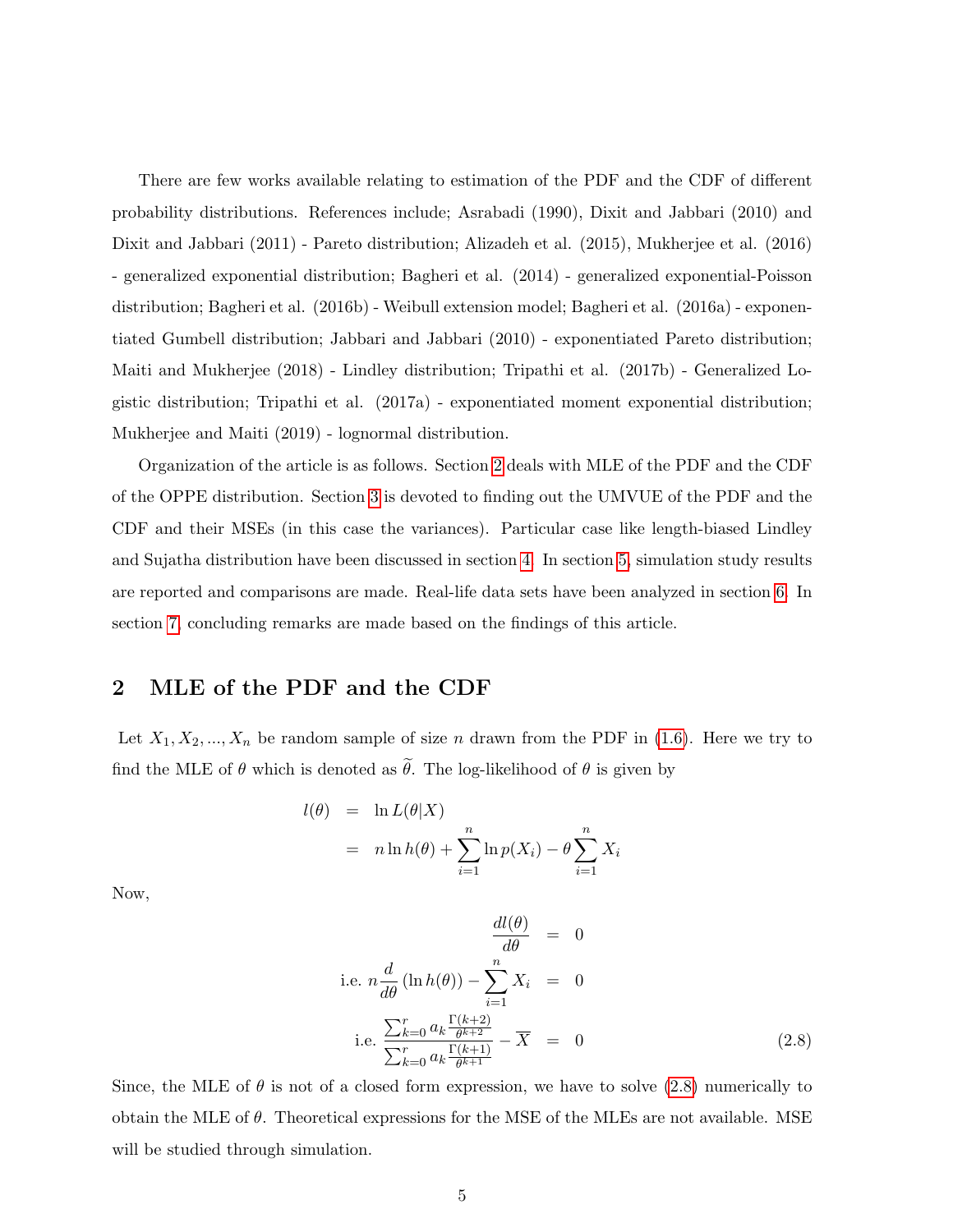There are few works available relating to estimation of the PDF and the CDF of different probability distributions. References include; Asrabadi (1990), Dixit and Jabbari (2010) and Dixit and Jabbari (2011) - Pareto distribution; Alizadeh et al. (2015), Mukherjee et al. (2016) - generalized exponential distribution; Bagheri et al. (2014) - generalized exponential-Poisson distribution; Bagheri et al. (2016b) - Weibull extension model; Bagheri et al. (2016a) - exponentiated Gumbell distribution; Jabbari and Jabbari (2010) - exponentiated Pareto distribution; Maiti and Mukherjee (2018) - Lindley distribution; Tripathi et al. (2017b) - Generalized Logistic distribution; Tripathi et al. (2017a) - exponentiated moment exponential distribution; Mukherjee and Maiti (2019) - lognormal distribution.

Organization of the article is as follows. Section 2 deals with MLE of the PDF and the CDF of the OPPE distribution. Section 3 is devoted to finding out the UMVUE of the PDF and the CDF and their MSEs (in this case the variances). Particular case like length-biased Lindley and Sujatha distribution have been discussed in section 4. In section 5, simulation study results are reported and comparisons are made. Real-life data sets have been analyzed in section 6. In section 7, concluding remarks are made based on the findings of this article.

## 2 MLE of the PDF and the CDF

Let $X_1, X_2, ..., X_n$ be random sample of size $n$ drawn from the PDF in (1.6). Here we try to find the MLE of $\theta$ which is denoted as $\widetilde{\theta}$. The log-likelihood of $\theta$ is given by

$$
\begin{aligned}
l(\theta) &= \ln L(\theta|X) \\
&= n \ln h(\theta) + \sum_{i=1}^{n} \ln p(X_i) - \theta \sum_{i=1}^{n} X_i
\end{aligned}
$$

Now,

$$
\begin{aligned}
\frac{dl(\theta)}{d\theta} &= 0 \\
\text{i.e. } n\frac{d}{d\theta}\left(\ln h(\theta)\right) - \sum_{i=1}^{n} X_i &= 0 \\
\text{i.e. } \frac{\sum_{k=0}^{r} a_k \frac{\Gamma(k+2)}{\theta^{k+2}}}{\sum_{k=0}^{r} a_k \frac{\Gamma(k+1)}{\theta^{k+1}}} - \overline{X} &= 0 \qquad (2.8)
\end{aligned}
$$

Since, the MLE of $\theta$ is not of a closed form expression, we have to solve (2.8) numerically to obtain the MLE of $\theta$. Theoretical expressions for the MSE of the MLEs are not available. MSE will be studied through simulation.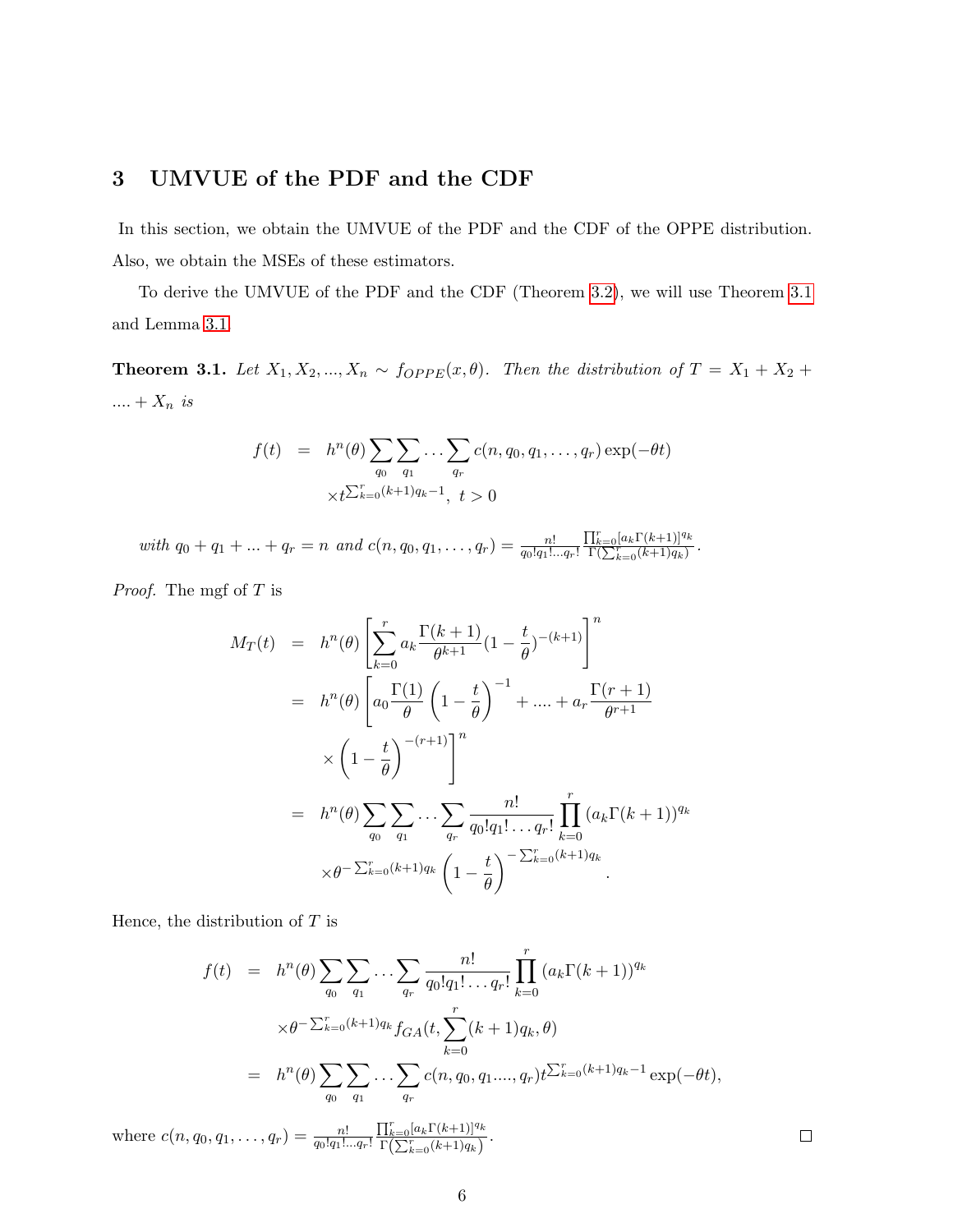## 3 UMVUE of the PDF and the CDF

In this section, we obtain the UMVUE of the PDF and the CDF of the OPPE distribution. Also, we obtain the MSEs of these estimators.

To derive the UMVUE of the PDF and the CDF (Theorem 3.2), we will use Theorem 3.1 and Lemma 3.1.

**Theorem 3.1.** *Let $X_1, X_2, ..., X_n \sim f_{OPPE}(x, \theta)$. Then the distribution of $T = X_1 + X_2 + .... + X_n$ is*

$$
\begin{aligned}
f(t) &= h^n(\theta) \sum_{q_0} \sum_{q_1} \dots \sum_{q_r} c(n, q_0, q_1, \dots, q_r) \exp(-\theta t) \\
&\quad \times t^{\sum_{k=0}^{r}(k+1)q_k - 1}, \; t > 0
\end{aligned}
$$

*with $q_0 + q_1 + ... + q_r = n$ and $c(n, q_0, q_1, \dots, q_r) = \frac{n!}{q_0! q_1! \dots q_r!} \frac{\prod_{k=0}^{r}[a_k \Gamma(k+1)]^{q_k}}{\Gamma(\sum_{k=0}^{r}(k+1)q_k)}$.*

*Proof.* The mgf of $T$ is

$$
\begin{aligned}
M_T(t) &= h^n(\theta) \left[ \sum_{k=0}^{r} a_k \frac{\Gamma(k+1)}{\theta^{k+1}} (1 - \frac{t}{\theta})^{-(k+1)} \right]^n \\
&= h^n(\theta) \left[ a_0 \frac{\Gamma(1)}{\theta} \left(1 - \frac{t}{\theta}\right)^{-1} + .... + a_r \frac{\Gamma(r+1)}{\theta^{r+1}} \right. \\
&\quad \left. \times \left(1 - \frac{t}{\theta}\right)^{-(r+1)} \right]^n \\
&= h^n(\theta) \sum_{q_0} \sum_{q_1} \dots \sum_{q_r} \frac{n!}{q_0! q_1! \dots q_r!} \prod_{k=0}^{r} (a_k \Gamma(k+1))^{q_k} \\
&\quad \times \theta^{-\sum_{k=0}^{r}(k+1)q_k} \left(1 - \frac{t}{\theta}\right)^{-\sum_{k=0}^{r}(k+1)q_k}.
\end{aligned}
$$

Hence, the distribution of $T$ is

$$
\begin{aligned}
f(t) &= h^n(\theta) \sum_{q_0} \sum_{q_1} \dots \sum_{q_r} \frac{n!}{q_0! q_1! \dots q_r!} \prod_{k=0}^{r} (a_k \Gamma(k+1))^{q_k} \\
&\quad \times \theta^{-\sum_{k=0}^{r}(k+1)q_k} f_{GA}(t, \sum_{k=0}^{r}(k+1)q_k, \theta) \\
&= h^n(\theta) \sum_{q_0} \sum_{q_1} \dots \sum_{q_r} c(n, q_0, q_1 ...., q_r) t^{\sum_{k=0}^{r}(k+1)q_k - 1} \exp(-\theta t),
\end{aligned}
$$

where $c(n, q_0, q_1, \dots, q_r) = \frac{n!}{q_0! q_1! \dots q_r!} \frac{\prod_{k=0}^{r}[a_k \Gamma(k+1)]^{q_k}}{\Gamma(\sum_{k=0}^{r}(k+1)q_k)}$. ∎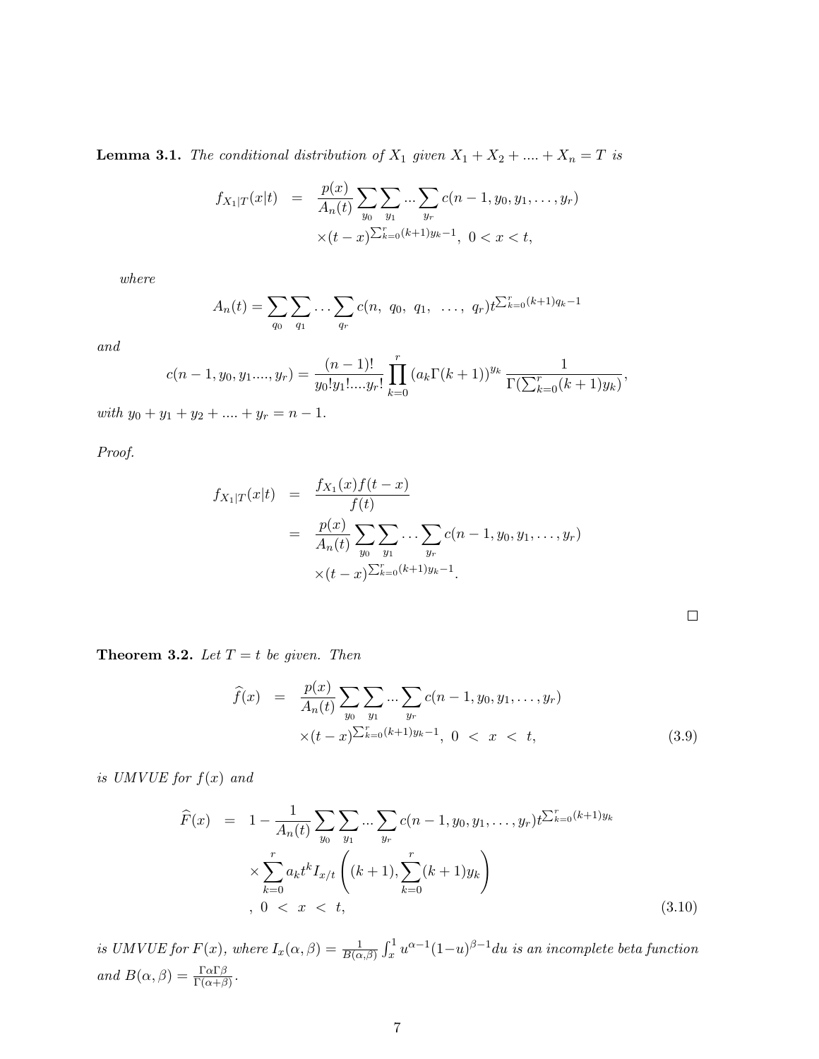**Lemma 3.1.** *The conditional distribution of $X_1$ given $X_1 + X_2 + .... + X_n = T$ is*

$$
\begin{aligned}
f_{X_1|T}(x|t) &= \frac{p(x)}{A_n(t)} \sum_{y_0} \sum_{y_1} ... \sum_{y_r} c(n-1, y_0, y_1, \ldots, y_r) \\
&\quad \times (t-x)^{\sum_{k=0}^{r}(k+1)y_k - 1}, \ 0 < x < t,
\end{aligned}
$$

*where*

$$
A_n(t) = \sum_{q_0} \sum_{q_1} \ldots \sum_{q_r} c(n, \ q_0, \ q_1, \ \ldots, \ q_r) t^{\sum_{k=0}^{r}(k+1)q_k - 1}
$$

*and*

$$
c(n-1, y_0, y_1...., y_r) = \frac{(n-1)!}{y_0! y_1! .... y_r!} \prod_{k=0}^{r} (a_k \Gamma(k+1))^{y_k} \frac{1}{\Gamma(\sum_{k=0}^{r}(k+1)y_k)},
$$

*with $y_0 + y_1 + y_2 + .... + y_r = n - 1$.*

*Proof.*

$$
\begin{aligned}
f_{X_1|T}(x|t) &= \frac{f_{X_1}(x) f(t-x)}{f(t)} \\
&= \frac{p(x)}{A_n(t)} \sum_{y_0} \sum_{y_1} \ldots \sum_{y_r} c(n-1, y_0, y_1, \ldots, y_r) \\
&\quad \times (t-x)^{\sum_{k=0}^{r}(k+1)y_k - 1}.
\end{aligned}
$$

□

**Theorem 3.2.** *Let $T = t$ be given. Then*

$$
\begin{aligned}
\widehat{f}(x) &= \frac{p(x)}{A_n(t)} \sum_{y_0} \sum_{y_1} ... \sum_{y_r} c(n-1, y_0, y_1, \ldots, y_r) \\
&\quad \times (t-x)^{\sum_{k=0}^{r}(k+1)y_k - 1}, \ 0 \ < \ x \ < \ t, \qquad (3.9)
\end{aligned}
$$

*is UMVUE for $f(x)$ and*

$$
\begin{aligned}
\widehat{F}(x) &= 1 - \frac{1}{A_n(t)} \sum_{y_0} \sum_{y_1} ... \sum_{y_r} c(n-1, y_0, y_1, \ldots, y_r) t^{\sum_{k=0}^{r}(k+1)y_k} \\
&\quad \times \sum_{k=0}^{r} a_k t^k I_{x/t}\left((k+1), \sum_{k=0}^{r}(k+1)y_k\right) \\
&\quad , \ 0 \ < \ x \ < \ t, \qquad (3.10)
\end{aligned}
$$

*is UMVUE for $F(x)$, where $I_x(\alpha, \beta) = \frac{1}{B(\alpha,\beta)} \int_x^1 u^{\alpha-1}(1-u)^{\beta-1} du$ is an incomplete beta function and $B(\alpha, \beta) = \frac{\Gamma\alpha\Gamma\beta}{\Gamma(\alpha+\beta)}$.*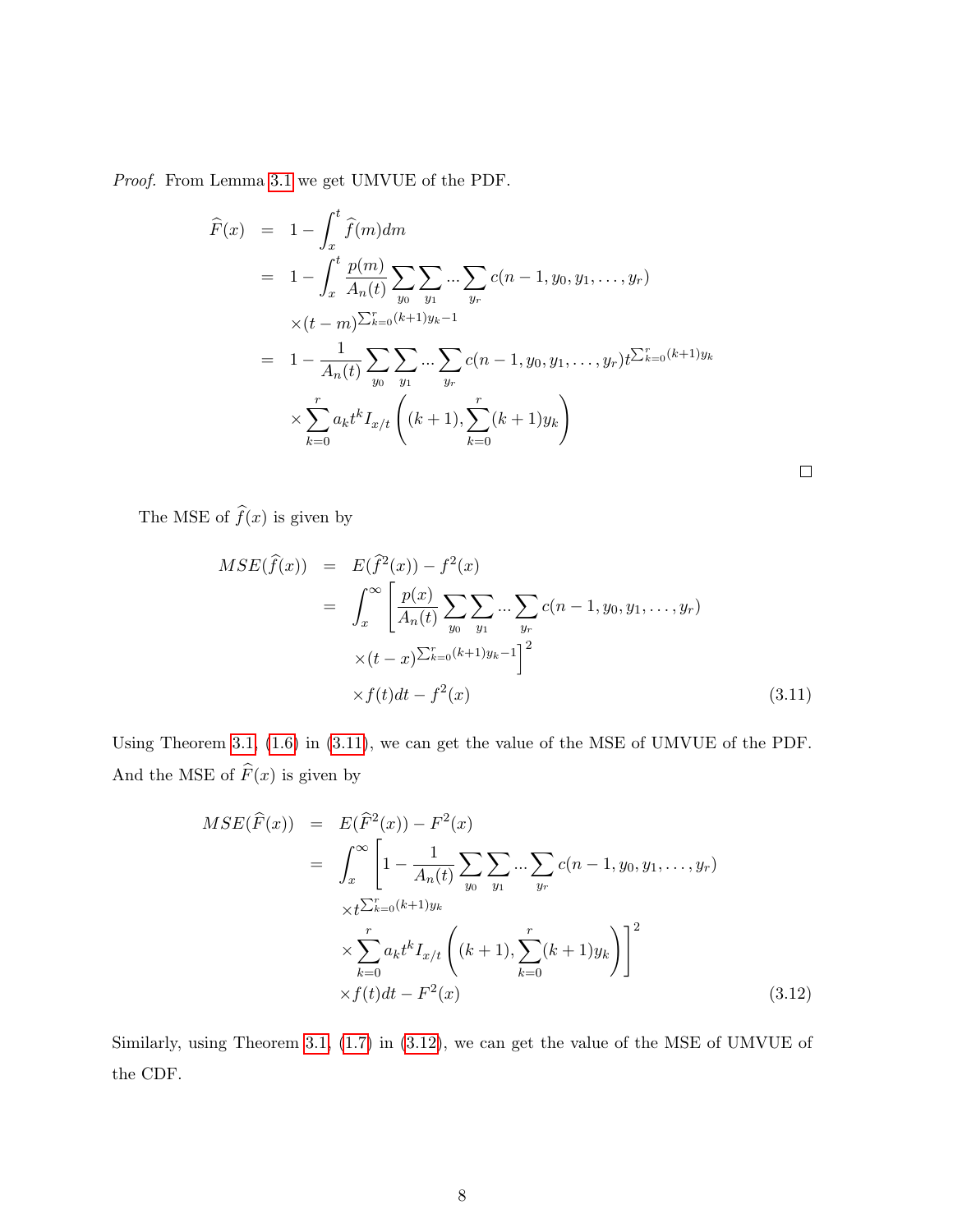*Proof.* From Lemma 3.1 we get UMVUE of the PDF.

$$
\begin{aligned}
\widehat{F}(x) &= 1 - \int_x^t \widehat{f}(m)dm \\
&= 1 - \int_x^t \frac{p(m)}{A_n(t)} \sum_{y_0} \sum_{y_1} ... \sum_{y_r} c(n-1, y_0, y_1, \ldots, y_r) \\
&\quad \times (t-m)^{\sum_{k=0}^{r}(k+1)y_k - 1} \\
&= 1 - \frac{1}{A_n(t)} \sum_{y_0} \sum_{y_1} ... \sum_{y_r} c(n-1, y_0, y_1, \ldots, y_r) t^{\sum_{k=0}^{r}(k+1)y_k} \\
&\quad \times \sum_{k=0}^{r} a_k t^k I_{x/t}\left((k+1), \sum_{k=0}^{r}(k+1)y_k\right)
\end{aligned}
$$

□

The MSE of $\widehat{f}(x)$ is given by

$$
\begin{aligned}
MSE(\widehat{f}(x)) &= E(\widehat{f}^2(x)) - f^2(x) \\
&= \int_x^\infty \left[ \frac{p(x)}{A_n(t)} \sum_{y_0} \sum_{y_1} ... \sum_{y_r} c(n-1, y_0, y_1, \ldots, y_r) \right. \\
&\quad \left. \times (t-x)^{\sum_{k=0}^{r}(k+1)y_k - 1} \right]^2 \\
&\quad \times f(t)dt - f^2(x)
\end{aligned} \tag{3.11}
$$

Using Theorem 3.1, (1.6) in (3.11), we can get the value of the MSE of UMVUE of the PDF. And the MSE of $\widehat{F}(x)$ is given by

$$
\begin{aligned}
MSE(\widehat{F}(x)) &= E(\widehat{F}^2(x)) - F^2(x) \\
&= \int_x^\infty \left[ 1 - \frac{1}{A_n(t)} \sum_{y_0} \sum_{y_1} ... \sum_{y_r} c(n-1, y_0, y_1, \ldots, y_r) \right. \\
&\quad \times t^{\sum_{k=0}^{r}(k+1)y_k} \\
&\quad \left. \times \sum_{k=0}^{r} a_k t^k I_{x/t}\left((k+1), \sum_{k=0}^{r}(k+1)y_k\right) \right]^2 \\
&\quad \times f(t)dt - F^2(x)
\end{aligned} \tag{3.12}
$$

Similarly, using Theorem 3.1, (1.7) in (3.12), we can get the value of the MSE of UMVUE of the CDF.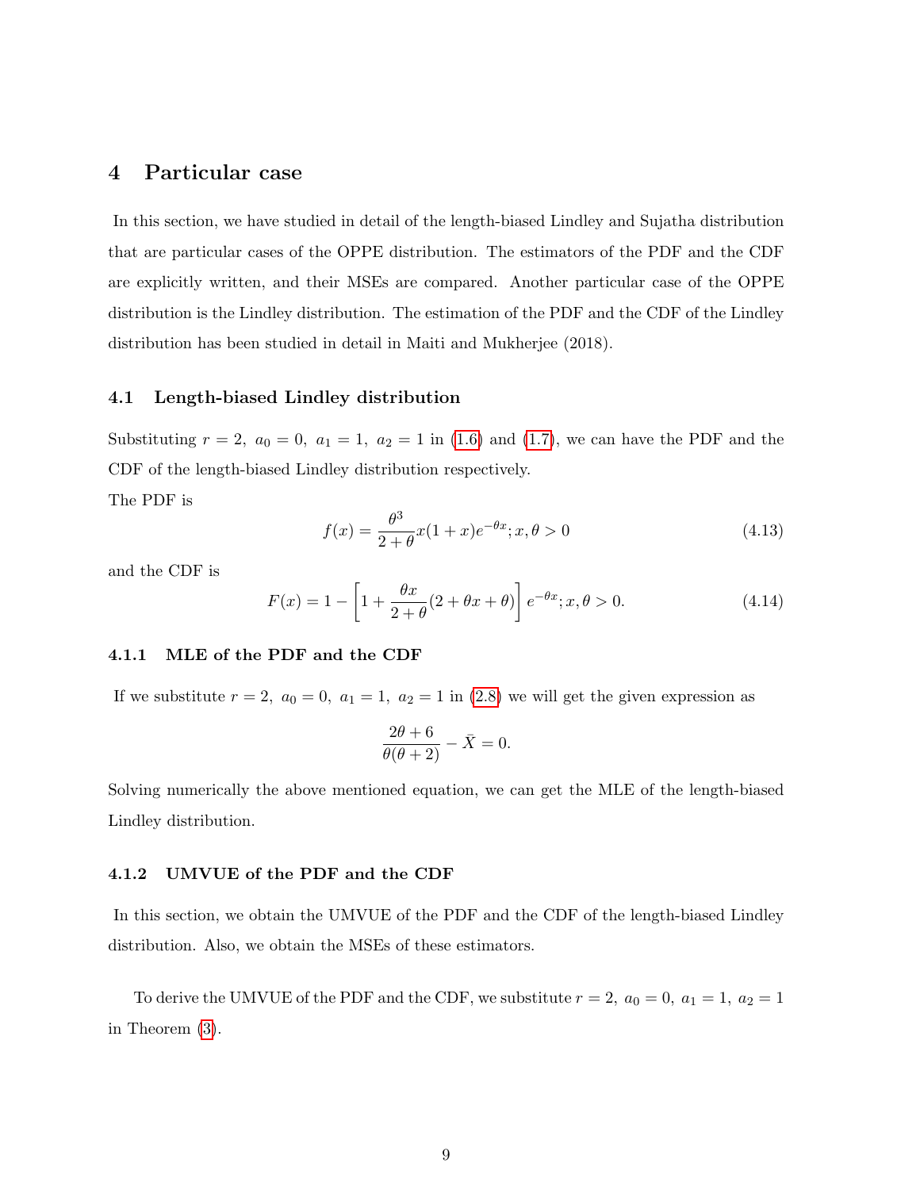# 4 Particular case

In this section, we have studied in detail of the length-biased Lindley and Sujatha distribution that are particular cases of the OPPE distribution. The estimators of the PDF and the CDF are explicitly written, and their MSEs are compared. Another particular case of the OPPE distribution is the Lindley distribution. The estimation of the PDF and the CDF of the Lindley distribution has been studied in detail in Maiti and Mukherjee (2018).

## 4.1 Length-biased Lindley distribution

Substituting $r = 2,\ a_0 = 0,\ a_1 = 1,\ a_2 = 1$ in (1.6) and (1.7), we can have the PDF and the CDF of the length-biased Lindley distribution respectively.

The PDF is

$$f(x) = \frac{\theta^3}{2+\theta} x(1+x)e^{-\theta x}; x, \theta > 0 \tag{4.13}$$

and the CDF is

$$F(x) = 1 - \left[1 + \frac{\theta x}{2+\theta}(2 + \theta x + \theta)\right] e^{-\theta x}; x, \theta > 0. \tag{4.14}$$

### 4.1.1 MLE of the PDF and the CDF

If we substitute $r = 2,\ a_0 = 0,\ a_1 = 1,\ a_2 = 1$ in (2.8) we will get the given expression as

$$\frac{2\theta + 6}{\theta(\theta + 2)} - \bar{X} = 0.$$

Solving numerically the above mentioned equation, we can get the MLE of the length-biased Lindley distribution.

### 4.1.2 UMVUE of the PDF and the CDF

In this section, we obtain the UMVUE of the PDF and the CDF of the length-biased Lindley distribution. Also, we obtain the MSEs of these estimators.

To derive the UMVUE of the PDF and the CDF, we substitute $r = 2,\ a_0 = 0,\ a_1 = 1,\ a_2 = 1$ in Theorem (3).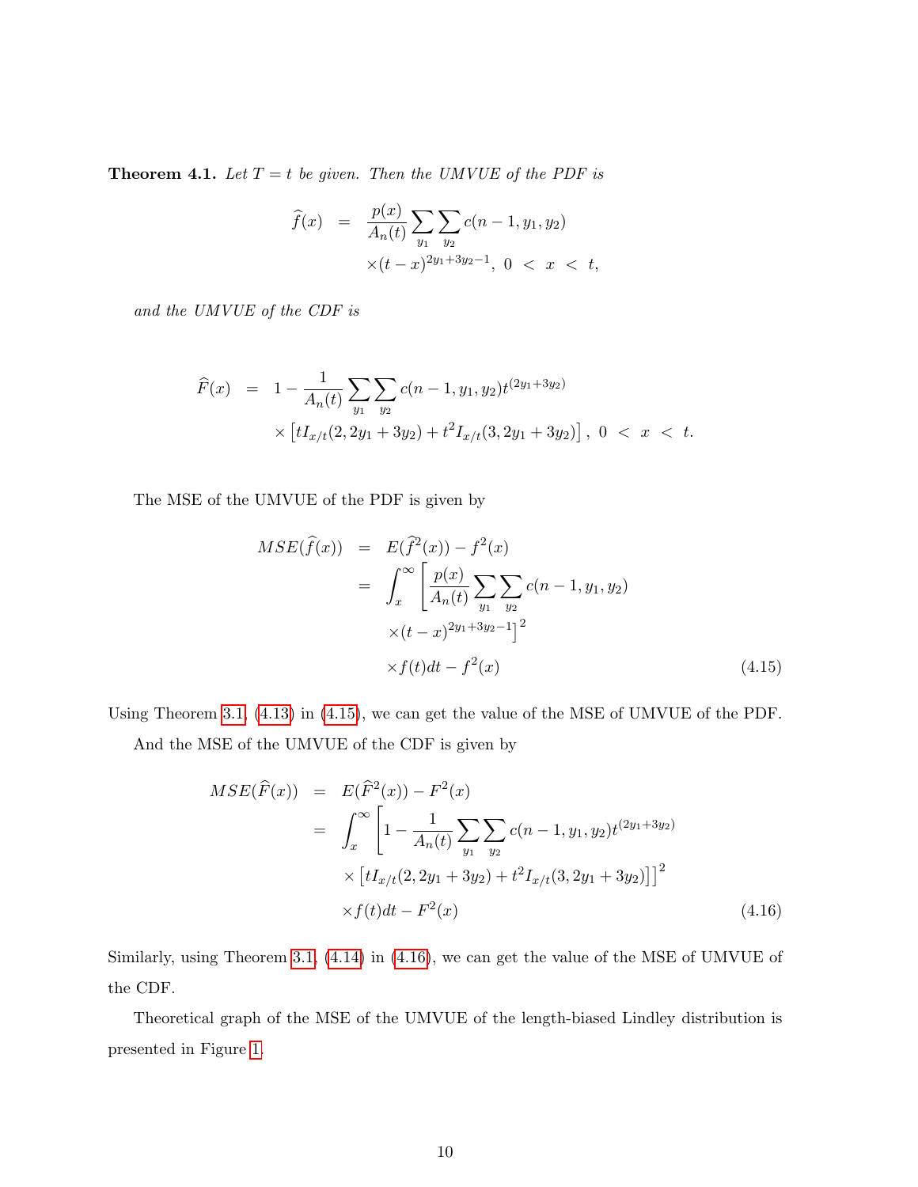**Theorem 4.1.** *Let $T = t$ be given. Then the UMVUE of the PDF is*

$$\widehat{f}(x) = \frac{p(x)}{A_n(t)} \sum_{y_1} \sum_{y_2} c(n-1, y_1, y_2) \times (t-x)^{2y_1+3y_2-1}, \; 0 < x < t,$$

*and the UMVUE of the CDF is*

$$\widehat{F}(x) = 1 - \frac{1}{A_n(t)} \sum_{y_1} \sum_{y_2} c(n-1, y_1, y_2) t^{(2y_1+3y_2)} \times \left[ t I_{x/t}(2, 2y_1+3y_2) + t^2 I_{x/t}(3, 2y_1+3y_2) \right], \; 0 < x < t.$$

The MSE of the UMVUE of the PDF is given by

$$\begin{aligned} MSE(\widehat{f}(x)) &= E(\widehat{f}^2(x)) - f^2(x) \\ &= \int_x^\infty \left[ \frac{p(x)}{A_n(t)} \sum_{y_1} \sum_{y_2} c(n-1, y_1, y_2) \times (t-x)^{2y_1+3y_2-1} \right]^2 \times f(t) dt - f^2(x) \end{aligned} \tag{4.15}$$

Using Theorem 3.1, (4.13) in (4.15), we can get the value of the MSE of UMVUE of the PDF.

And the MSE of the UMVUE of the CDF is given by

$$\begin{aligned} MSE(\widehat{F}(x)) &= E(\widehat{F}^2(x)) - F^2(x) \\ &= \int_x^\infty \left[ 1 - \frac{1}{A_n(t)} \sum_{y_1} \sum_{y_2} c(n-1, y_1, y_2) t^{(2y_1+3y_2)} \times \left[ t I_{x/t}(2, 2y_1+3y_2) + t^2 I_{x/t}(3, 2y_1+3y_2) \right] \right]^2 \times f(t) dt - F^2(x) \end{aligned} \tag{4.16}$$

Similarly, using Theorem 3.1, (4.14) in (4.16), we can get the value of the MSE of UMVUE of the CDF.

Theoretical graph of the MSE of the UMVUE of the length-biased Lindley distribution is presented in Figure 1.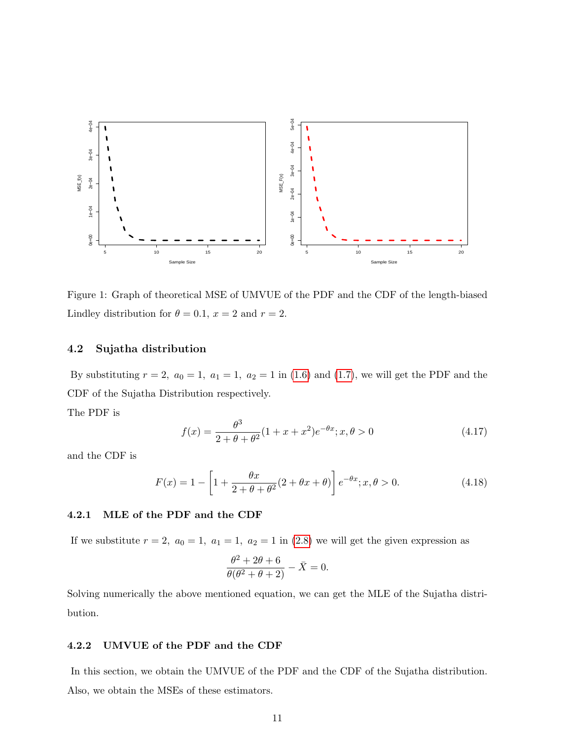Figure 1: Graph of theoretical MSE of UMVUE of the PDF and the CDF of the length-biased Lindley distribution for $\theta = 0.1$, $x = 2$ and $r = 2$.

### 4.2 Sujatha distribution

By substituting $r = 2,\ a_0 = 1,\ a_1 = 1,\ a_2 = 1$ in (1.6) and (1.7), we will get the PDF and the CDF of the Sujatha Distribution respectively.

The PDF is

$$f(x) = \frac{\theta^3}{2 + \theta + \theta^2}(1 + x + x^2)e^{-\theta x}; x, \theta > 0 \tag{4.17}$$

and the CDF is

$$F(x) = 1 - \left[1 + \frac{\theta x}{2 + \theta + \theta^2}(2 + \theta x + \theta)\right] e^{-\theta x}; x, \theta > 0. \tag{4.18}$$

#### 4.2.1 MLE of the PDF and the CDF

If we substitute $r = 2,\ a_0 = 1,\ a_1 = 1,\ a_2 = 1$ in (2.8) we will get the given expression as

$$\frac{\theta^2 + 2\theta + 6}{\theta(\theta^2 + \theta + 2)} - \bar{X} = 0.$$

Solving numerically the above mentioned equation, we can get the MLE of the Sujatha distribution.

#### 4.2.2 UMVUE of the PDF and the CDF

In this section, we obtain the UMVUE of the PDF and the CDF of the Sujatha distribution. Also, we obtain the MSEs of these estimators.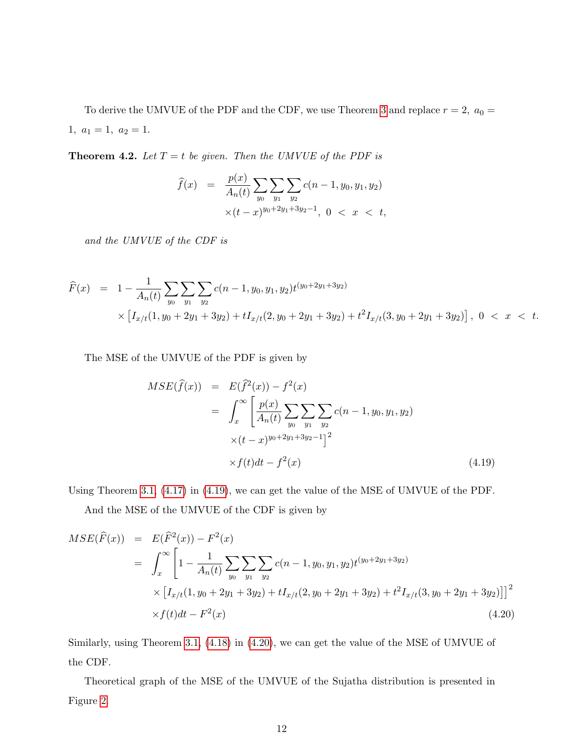To derive the UMVUE of the PDF and the CDF, we use Theorem 3 and replace $r = 2,\ a_0 = 1,\ a_1 = 1,\ a_2 = 1.$

**Theorem 4.2.** *Let $T = t$ be given. Then the UMVUE of the PDF is*

$$\begin{aligned}\widehat{f}(x) &= \frac{p(x)}{A_n(t)} \sum_{y_0} \sum_{y_1} \sum_{y_2} c(n-1, y_0, y_1, y_2) \\ &\quad \times (t-x)^{y_0+2y_1+3y_2-1},\ 0 < x < t,\end{aligned}$$

*and the UMVUE of the CDF is*

$$\begin{aligned}\widehat{F}(x) &= 1 - \frac{1}{A_n(t)} \sum_{y_0} \sum_{y_1} \sum_{y_2} c(n-1, y_0, y_1, y_2) t^{(y_0+2y_1+3y_2)} \\ &\quad \times \left[ I_{x/t}(1, y_0+2y_1+3y_2) + t I_{x/t}(2, y_0+2y_1+3y_2) + t^2 I_{x/t}(3, y_0+2y_1+3y_2) \right],\ 0 < x < t.\end{aligned}$$

The MSE of the UMVUE of the PDF is given by

$$\begin{aligned}MSE(\widehat{f}(x)) &= E(\widehat{f}^2(x)) - f^2(x) \\ &= \int_x^{\infty} \Bigg[ \frac{p(x)}{A_n(t)} \sum_{y_0} \sum_{y_1} \sum_{y_2} c(n-1, y_0, y_1, y_2) \\ &\quad \times (t-x)^{y_0+2y_1+3y_2-1} \Bigg]^2 \\ &\quad \times f(t) dt - f^2(x) \end{aligned} \tag{4.19}$$

Using Theorem 3.1, (4.17) in (4.19), we can get the value of the MSE of UMVUE of the PDF.

And the MSE of the UMVUE of the CDF is given by

$$\begin{aligned}MSE(\widehat{F}(x)) &= E(\widehat{F}^2(x)) - F^2(x) \\ &= \int_x^{\infty} \Bigg[ 1 - \frac{1}{A_n(t)} \sum_{y_0} \sum_{y_1} \sum_{y_2} c(n-1, y_0, y_1, y_2) t^{(y_0+2y_1+3y_2)} \\ &\quad \times \left[ I_{x/t}(1, y_0+2y_1+3y_2) + t I_{x/t}(2, y_0+2y_1+3y_2) + t^2 I_{x/t}(3, y_0+2y_1+3y_2) \right] \Bigg]^2 \\ &\quad \times f(t) dt - F^2(x) \end{aligned} \tag{4.20}$$

Similarly, using Theorem 3.1, (4.18) in (4.20), we can get the value of the MSE of UMVUE of the CDF.

Theoretical graph of the MSE of the UMVUE of the Sujatha distribution is presented in Figure 2.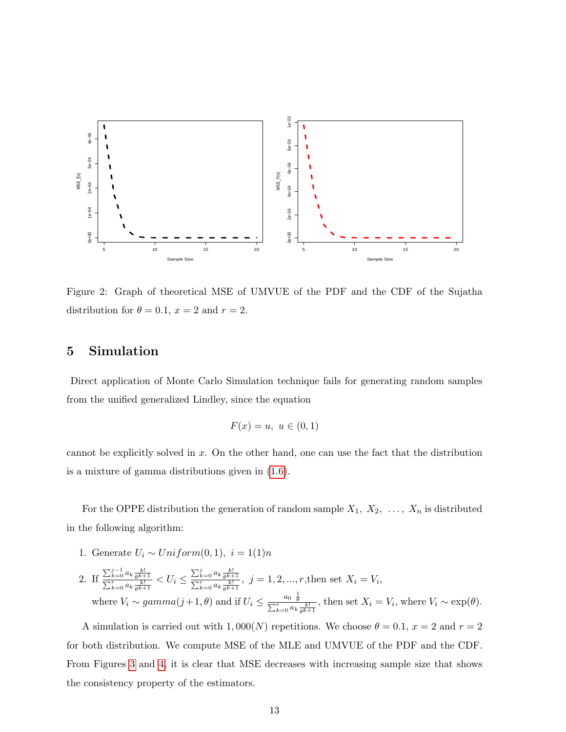Figure 2: Graph of theoretical MSE of UMVUE of the PDF and the CDF of the Sujatha distribution for $\theta = 0.1$, $x = 2$ and $r = 2$.

## 5 Simulation

Direct application of Monte Carlo Simulation technique fails for generating random samples from the unified generalized Lindley, since the equation

$$F(x) = u, \; u \in (0, 1)$$

cannot be explicitly solved in $x$. On the other hand, one can use the fact that the distribution is a mixture of gamma distributions given in (1.6).

For the OPPE distribution the generation of random sample $X_1, \; X_2, \; \ldots, \; X_n$ is distributed in the following algorithm:

1. Generate $U_i \sim Uniform(0, 1), \; i = 1(1)n$
2. If $\frac{\sum_{k=0}^{j-1} a_k \frac{k!}{\theta^{k+1}}}{\sum_{k=0}^{r} a_k \frac{k!}{\theta^{k+1}}} < U_i \leq \frac{\sum_{k=0}^{j} a_k \frac{k!}{\theta^{k+1}}}{\sum_{k=0}^{r} a_k \frac{k!}{\theta^{k+1}}}, \; j = 1, 2, ..., r$,then set $X_i = V_i$, where $V_i \sim gamma(j+1, \theta)$ and if $U_i \leq \frac{a_0 \; \frac{1}{\theta}}{\sum_{k=0}^{r} a_k \frac{k!}{\theta^{k+1}}}$, then set $X_i = V_i$, where $V_i \sim \exp(\theta)$.

A simulation is carried out with $1,000(N)$ repetitions. We choose $\theta = 0.1$, $x = 2$ and $r = 2$ for both distribution. We compute MSE of the MLE and UMVUE of the PDF and the CDF. From Figures 3 and 4, it is clear that MSE decreases with increasing sample size that shows the consistency property of the estimators.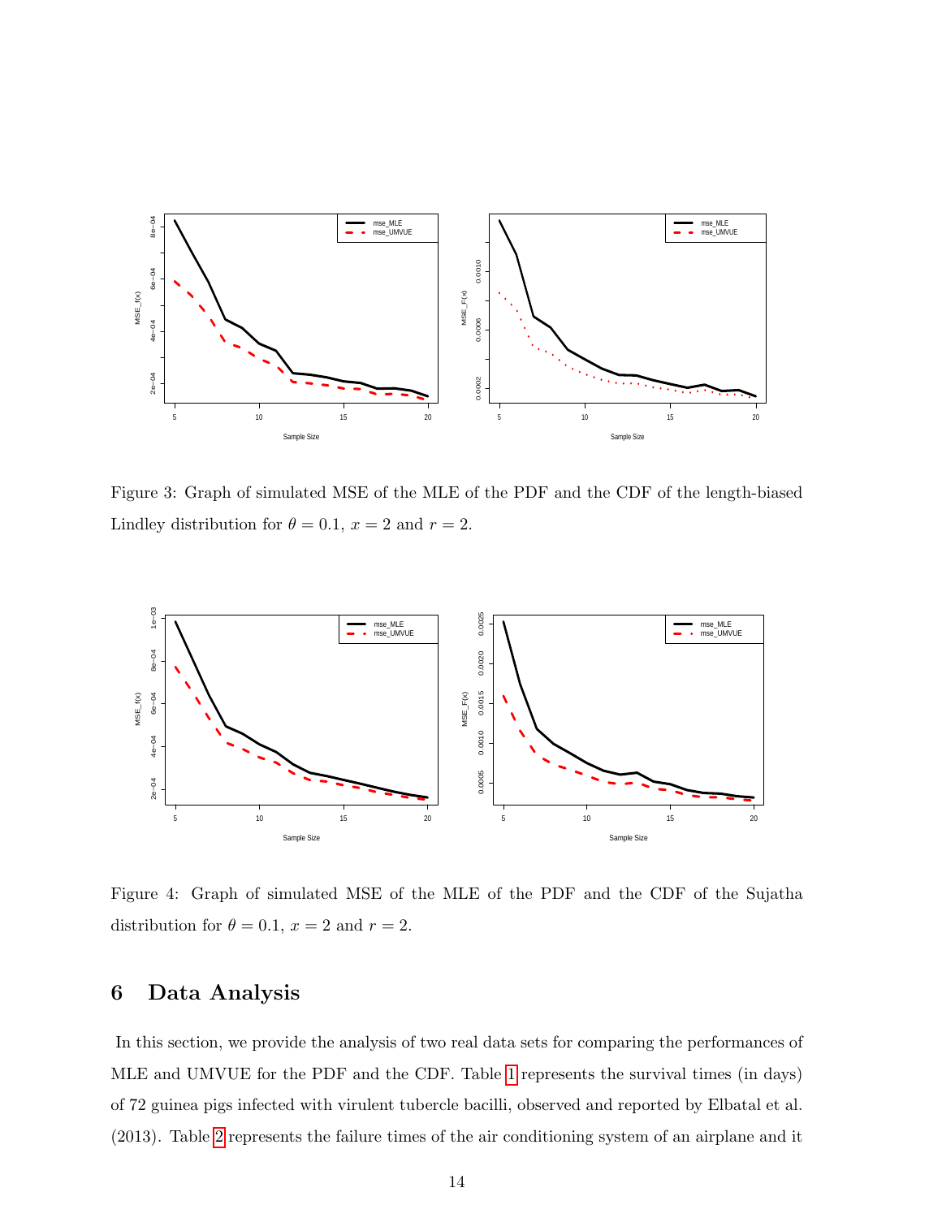Figure 3: Graph of simulated MSE of the MLE of the PDF and the CDF of the length-biased Lindley distribution for $\theta = 0.1$, $x = 2$ and $r = 2$.

Figure 4: Graph of simulated MSE of the MLE of the PDF and the CDF of the Sujatha distribution for $\theta = 0.1$, $x = 2$ and $r = 2$.

## 6 Data Analysis

In this section, we provide the analysis of two real data sets for comparing the performances of MLE and UMVUE for the PDF and the CDF. Table 1 represents the survival times (in days) of 72 guinea pigs infected with virulent tubercle bacilli, observed and reported by Elbatal et al. (2013). Table 2 represents the failure times of the air conditioning system of an airplane and it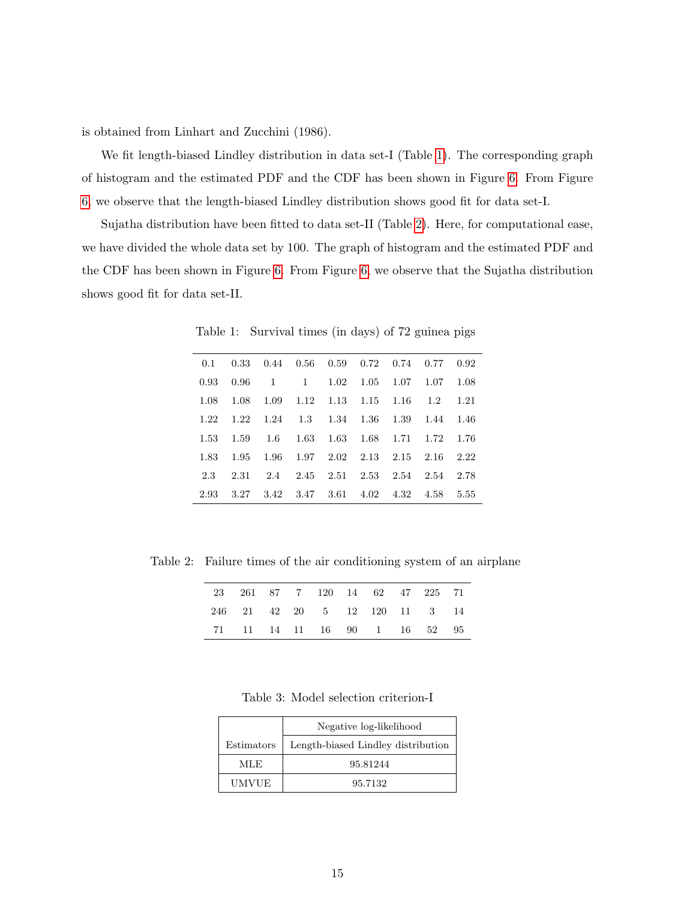is obtained from Linhart and Zucchini (1986).

We fit length-biased Lindley distribution in data set-I (Table 1). The corresponding graph of histogram and the estimated PDF and the CDF has been shown in Figure 6. From Figure 6, we observe that the length-biased Lindley distribution shows good fit for data set-I.

Sujatha distribution have been fitted to data set-II (Table 2). Here, for computational ease, we have divided the whole data set by 100. The graph of histogram and the estimated PDF and the CDF has been shown in Figure 6. From Figure 6, we observe that the Sujatha distribution shows good fit for data set-II.

Table 1: Survival times (in days) of 72 guinea pigs

| | | | | | | | | |
|---|---|---|---|---|---|---|---|---|
| 0.1 | 0.33 | 0.44 | 0.56 | 0.59 | 0.72 | 0.74 | 0.77 | 0.92 |
| 0.93 | 0.96 | 1 | 1 | 1.02 | 1.05 | 1.07 | 1.07 | 1.08 |
| 1.08 | 1.08 | 1.09 | 1.12 | 1.13 | 1.15 | 1.16 | 1.2 | 1.21 |
| 1.22 | 1.22 | 1.24 | 1.3 | 1.34 | 1.36 | 1.39 | 1.44 | 1.46 |
| 1.53 | 1.59 | 1.6 | 1.63 | 1.63 | 1.68 | 1.71 | 1.72 | 1.76 |
| 1.83 | 1.95 | 1.96 | 1.97 | 2.02 | 2.13 | 2.15 | 2.16 | 2.22 |
| 2.3 | 2.31 | 2.4 | 2.45 | 2.51 | 2.53 | 2.54 | 2.54 | 2.78 |
| 2.93 | 3.27 | 3.42 | 3.47 | 3.61 | 4.02 | 4.32 | 4.58 | 5.55 |

Table 2: Failure times of the air conditioning system of an airplane

| | | | | | | | | | |
|---|---|---|---|---|---|---|---|---|---|
| 23 | 261 | 87 | 7 | 120 | 14 | 62 | 47 | 225 | 71 |
| 246 | 21 | 42 | 20 | 5 | 12 | 120 | 11 | 3 | 14 |
| 71 | 11 | 14 | 11 | 16 | 90 | 1 | 16 | 52 | 95 |

Table 3: Model selection criterion-I

| | Negative log-likelihood |
|---|---|
| Estimators | Length-biased Lindley distribution |
| MLE | 95.81244 |
| UMVUE | 95.7132 |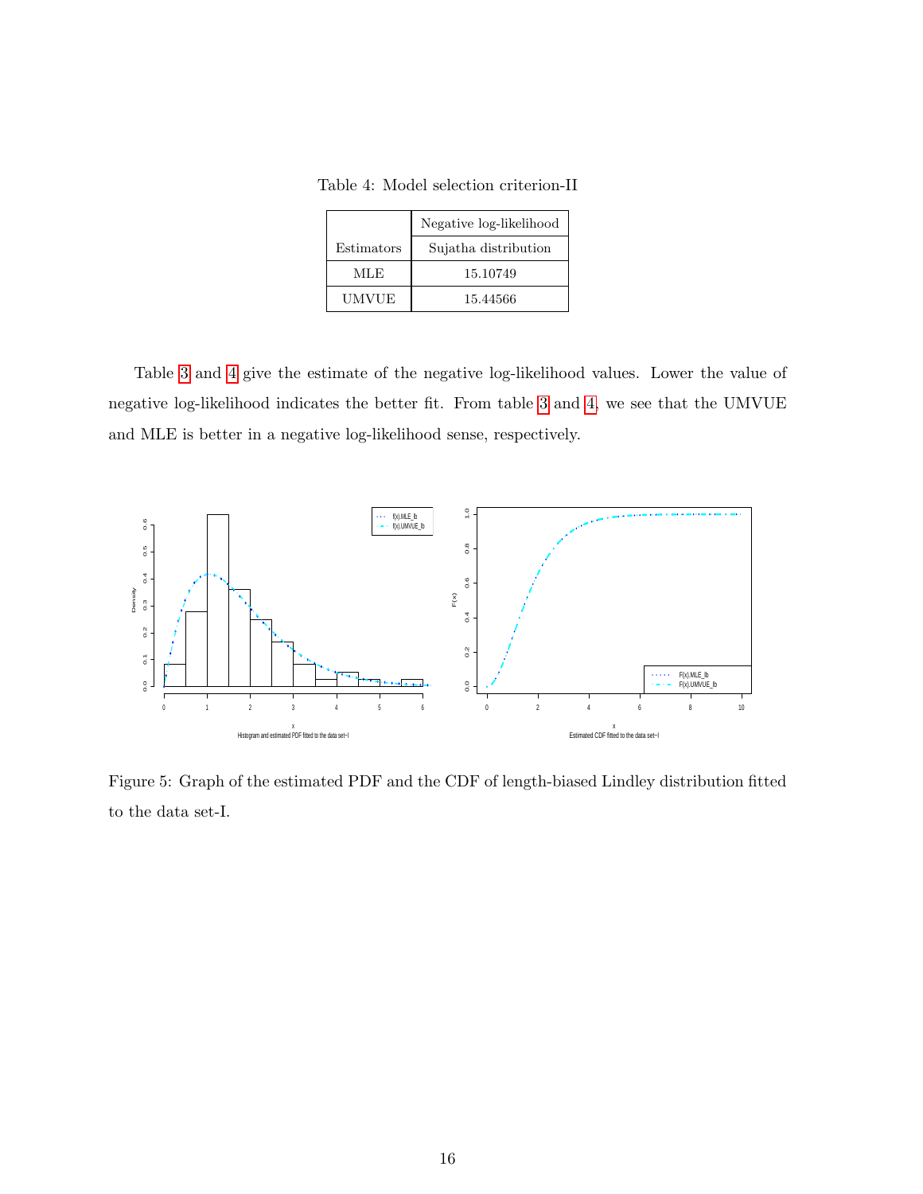Table 4: Model selection criterion-II

| | Negative log-likelihood |
|---|---|
| Estimators | Sujatha distribution |
| MLE | 15.10749 |
| UMVUE | 15.44566 |

Table 3 and 4 give the estimate of the negative log-likelihood values. Lower the value of negative log-likelihood indicates the better fit. From table 3 and 4, we see that the UMVUE and MLE is better in a negative log-likelihood sense, respectively.

Figure 5: Graph of the estimated PDF and the CDF of length-biased Lindley distribution fitted to the data set-I.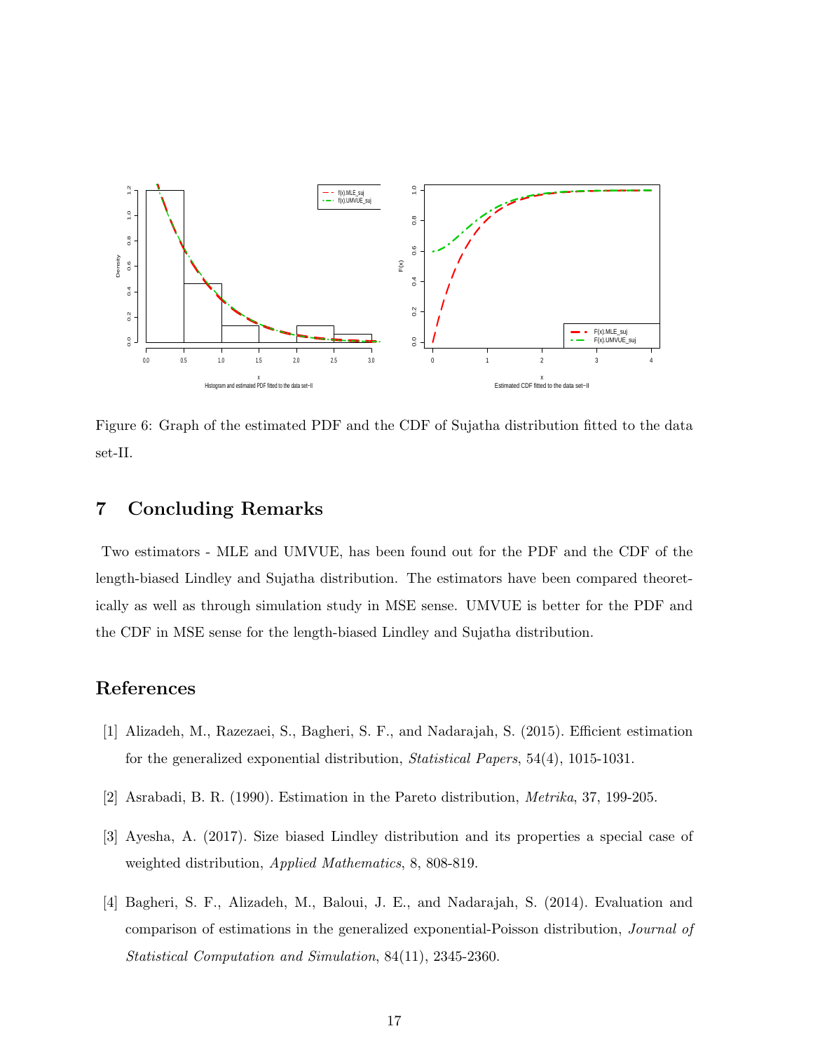Figure 6: Graph of the estimated PDF and the CDF of Sujatha distribution fitted to the data set-II.

## 7 Concluding Remarks

Two estimators - MLE and UMVUE, has been found out for the PDF and the CDF of the length-biased Lindley and Sujatha distribution. The estimators have been compared theoretically as well as through simulation study in MSE sense. UMVUE is better for the PDF and the CDF in MSE sense for the length-biased Lindley and Sujatha distribution.

## References

[1] Alizadeh, M., Razezaei, S., Bagheri, S. F., and Nadarajah, S. (2015). Efficient estimation for the generalized exponential distribution, *Statistical Papers*, 54(4), 1015-1031.

[2] Asrabadi, B. R. (1990). Estimation in the Pareto distribution, *Metrika*, 37, 199-205.

[3] Ayesha, A. (2017). Size biased Lindley distribution and its properties a special case of weighted distribution, *Applied Mathematics*, 8, 808-819.

[4] Bagheri, S. F., Alizadeh, M., Baloui, J. E., and Nadarajah, S. (2014). Evaluation and comparison of estimations in the generalized exponential-Poisson distribution, *Journal of Statistical Computation and Simulation*, 84(11), 2345-2360.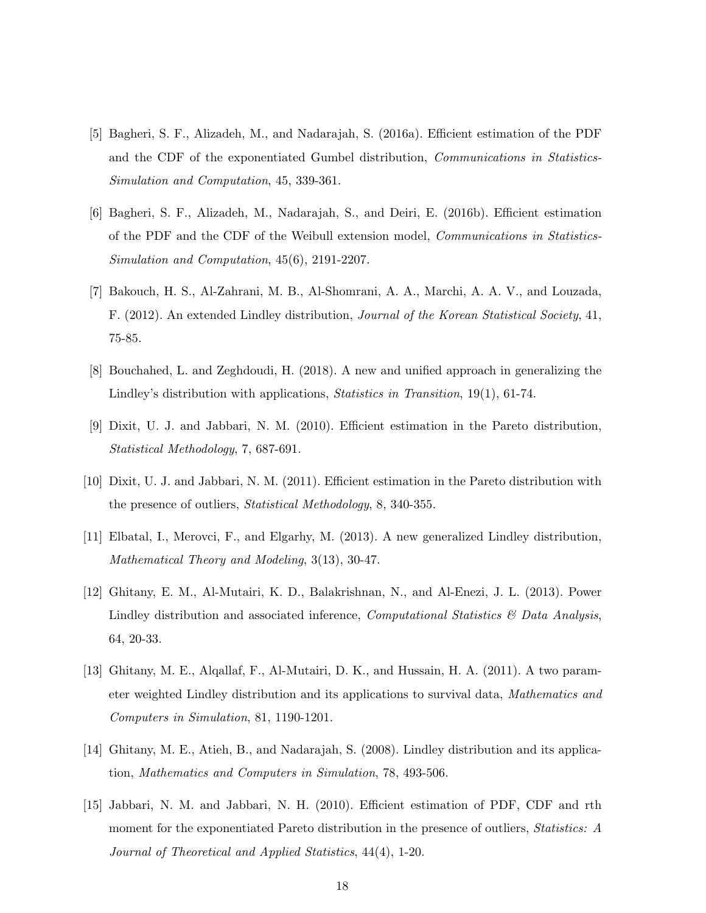[5] Bagheri, S. F., Alizadeh, M., and Nadarajah, S. (2016a). Efficient estimation of the PDF and the CDF of the exponentiated Gumbel distribution, *Communications in Statistics-Simulation and Computation*, 45, 339-361.

[6] Bagheri, S. F., Alizadeh, M., Nadarajah, S., and Deiri, E. (2016b). Efficient estimation of the PDF and the CDF of the Weibull extension model, *Communications in Statistics-Simulation and Computation*, 45(6), 2191-2207.

[7] Bakouch, H. S., Al-Zahrani, M. B., Al-Shomrani, A. A., Marchi, A. A. V., and Louzada, F. (2012). An extended Lindley distribution, *Journal of the Korean Statistical Society*, 41, 75-85.

[8] Bouchahed, L. and Zeghdoudi, H. (2018). A new and unified approach in generalizing the Lindley's distribution with applications, *Statistics in Transition*, 19(1), 61-74.

[9] Dixit, U. J. and Jabbari, N. M. (2010). Efficient estimation in the Pareto distribution, *Statistical Methodology*, 7, 687-691.

[10] Dixit, U. J. and Jabbari, N. M. (2011). Efficient estimation in the Pareto distribution with the presence of outliers, *Statistical Methodology*, 8, 340-355.

[11] Elbatal, I., Merovci, F., and Elgarhy, M. (2013). A new generalized Lindley distribution, *Mathematical Theory and Modeling*, 3(13), 30-47.

[12] Ghitany, E. M., Al-Mutairi, K. D., Balakrishnan, N., and Al-Enezi, J. L. (2013). Power Lindley distribution and associated inference, *Computational Statistics & Data Analysis*, 64, 20-33.

[13] Ghitany, M. E., Alqallaf, F., Al-Mutairi, D. K., and Hussain, H. A. (2011). A two parameter weighted Lindley distribution and its applications to survival data, *Mathematics and Computers in Simulation*, 81, 1190-1201.

[14] Ghitany, M. E., Atieh, B., and Nadarajah, S. (2008). Lindley distribution and its application, *Mathematics and Computers in Simulation*, 78, 493-506.

[15] Jabbari, N. M. and Jabbari, N. H. (2010). Efficient estimation of PDF, CDF and rth moment for the exponentiated Pareto distribution in the presence of outliers, *Statistics: A Journal of Theoretical and Applied Statistics*, 44(4), 1-20.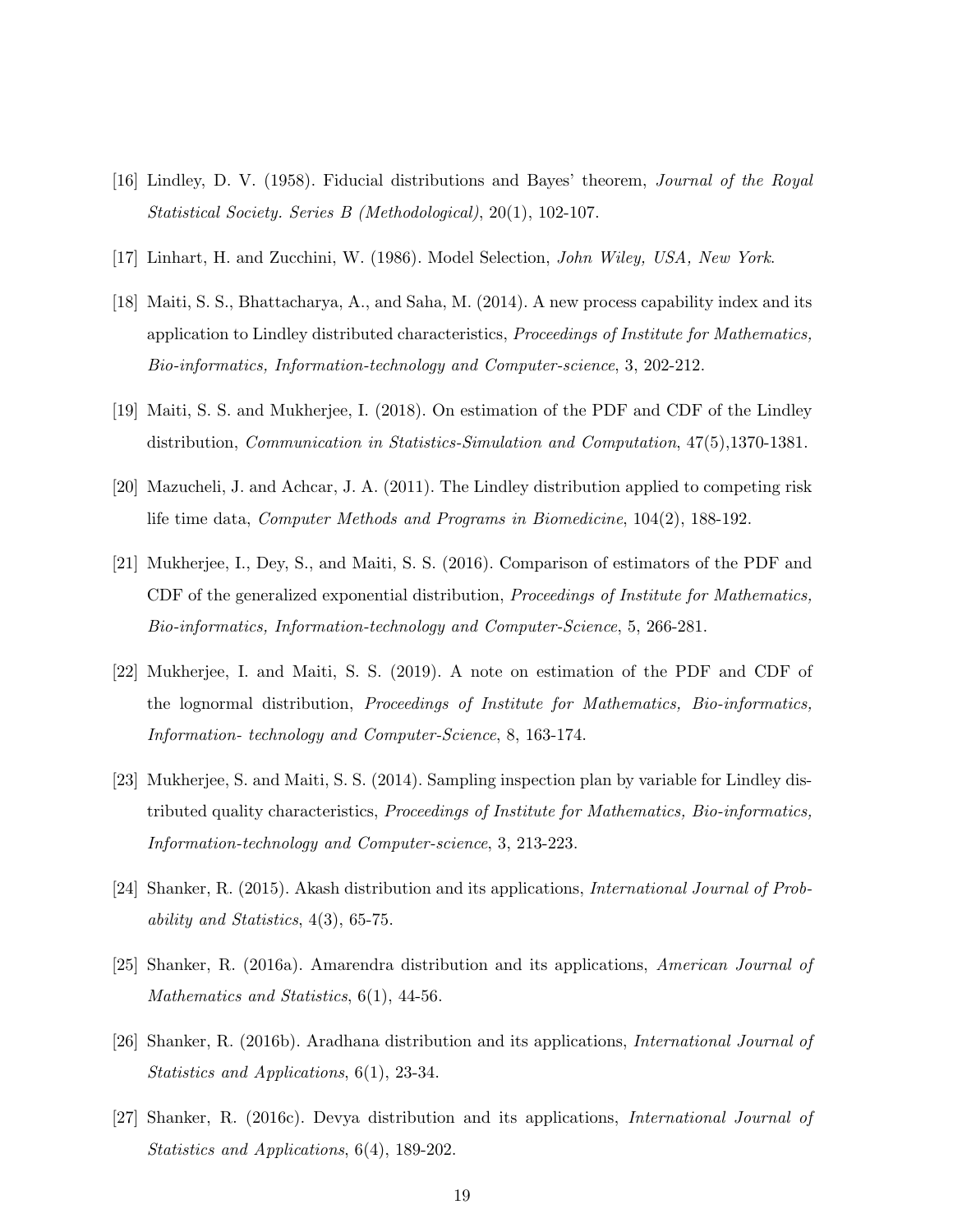[16] Lindley, D. V. (1958). Fiducial distributions and Bayes' theorem, *Journal of the Royal Statistical Society. Series B (Methodological)*, 20(1), 102-107.

[17] Linhart, H. and Zucchini, W. (1986). Model Selection, *John Wiley, USA, New York*.

[18] Maiti, S. S., Bhattacharya, A., and Saha, M. (2014). A new process capability index and its application to Lindley distributed characteristics, *Proceedings of Institute for Mathematics, Bio-informatics, Information-technology and Computer-science*, 3, 202-212.

[19] Maiti, S. S. and Mukherjee, I. (2018). On estimation of the PDF and CDF of the Lindley distribution, *Communication in Statistics-Simulation and Computation*, 47(5),1370-1381.

[20] Mazucheli, J. and Achcar, J. A. (2011). The Lindley distribution applied to competing risk life time data, *Computer Methods and Programs in Biomedicine*, 104(2), 188-192.

[21] Mukherjee, I., Dey, S., and Maiti, S. S. (2016). Comparison of estimators of the PDF and CDF of the generalized exponential distribution, *Proceedings of Institute for Mathematics, Bio-informatics, Information-technology and Computer-Science*, 5, 266-281.

[22] Mukherjee, I. and Maiti, S. S. (2019). A note on estimation of the PDF and CDF of the lognormal distribution, *Proceedings of Institute for Mathematics, Bio-informatics, Information- technology and Computer-Science*, 8, 163-174.

[23] Mukherjee, S. and Maiti, S. S. (2014). Sampling inspection plan by variable for Lindley distributed quality characteristics, *Proceedings of Institute for Mathematics, Bio-informatics, Information-technology and Computer-science*, 3, 213-223.

[24] Shanker, R. (2015). Akash distribution and its applications, *International Journal of Probability and Statistics*, 4(3), 65-75.

[25] Shanker, R. (2016a). Amarendra distribution and its applications, *American Journal of Mathematics and Statistics*, 6(1), 44-56.

[26] Shanker, R. (2016b). Aradhana distribution and its applications, *International Journal of Statistics and Applications*, 6(1), 23-34.

[27] Shanker, R. (2016c). Devya distribution and its applications, *International Journal of Statistics and Applications*, 6(4), 189-202.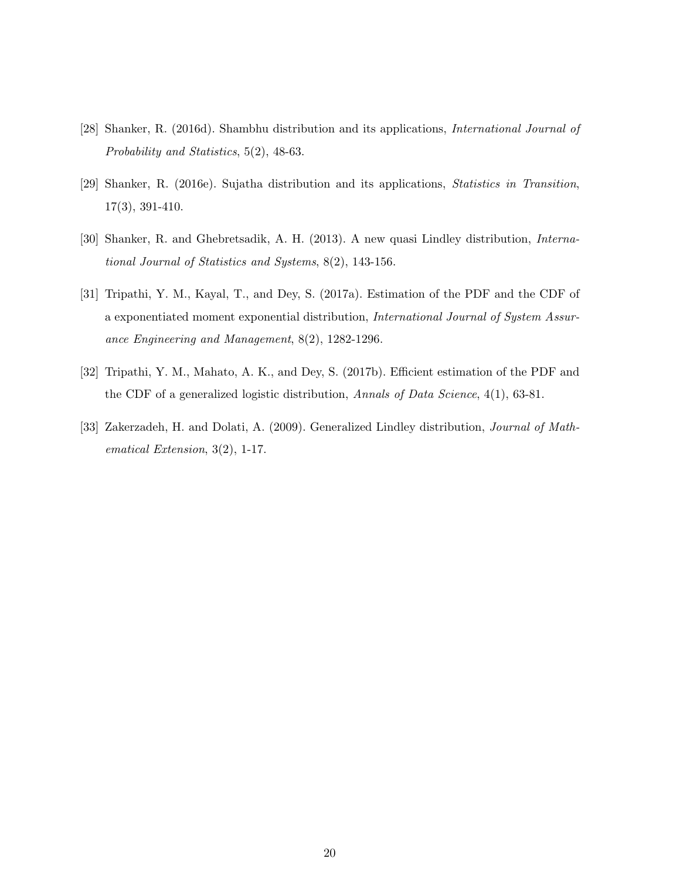[28] Shanker, R. (2016d). Shambhu distribution and its applications, *International Journal of Probability and Statistics*, 5(2), 48-63.

[29] Shanker, R. (2016e). Sujatha distribution and its applications, *Statistics in Transition*, 17(3), 391-410.

[30] Shanker, R. and Ghebretsadik, A. H. (2013). A new quasi Lindley distribution, *International Journal of Statistics and Systems*, 8(2), 143-156.

[31] Tripathi, Y. M., Kayal, T., and Dey, S. (2017a). Estimation of the PDF and the CDF of a exponentiated moment exponential distribution, *International Journal of System Assurance Engineering and Management*, 8(2), 1282-1296.

[32] Tripathi, Y. M., Mahato, A. K., and Dey, S. (2017b). Efficient estimation of the PDF and the CDF of a generalized logistic distribution, *Annals of Data Science*, 4(1), 63-81.

[33] Zakerzadeh, H. and Dolati, A. (2009). Generalized Lindley distribution, *Journal of Mathematical Extension*, 3(2), 1-17.